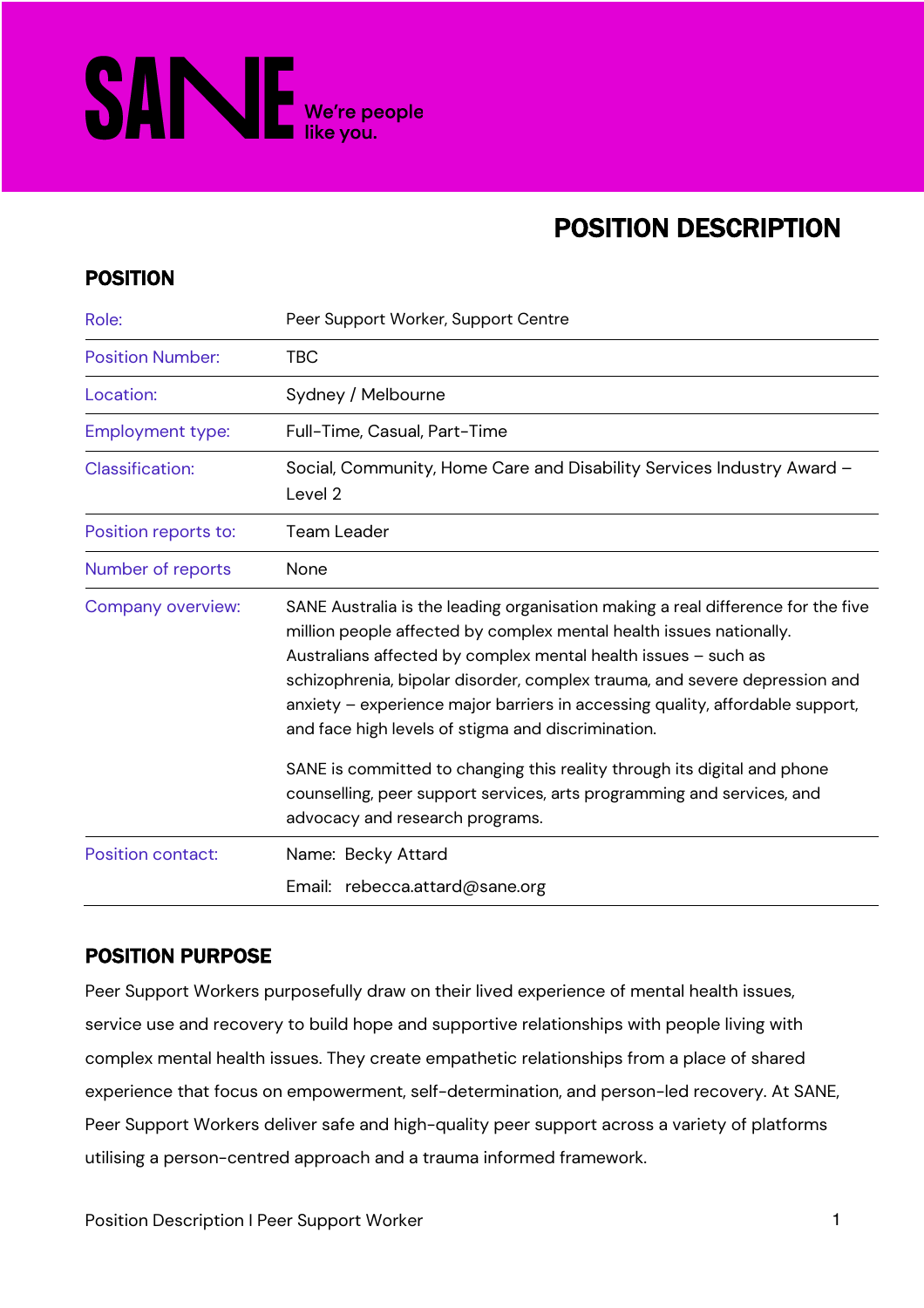SANE We're people like you.

# POSITION DESCRIPTION

## POSITION

| | |
|---|---|
| Role: | Peer Support Worker, Support Centre |
| Position Number: | TBC |
| Location: | Sydney / Melbourne |
| Employment type: | Full-Time, Casual, Part-Time |
| Classification: | Social, Community, Home Care and Disability Services Industry Award – Level 2 |
| Position reports to: | Team Leader |
| Number of reports | None |
| Company overview: | SANE Australia is the leading organisation making a real difference for the five million people affected by complex mental health issues nationally. Australians affected by complex mental health issues – such as schizophrenia, bipolar disorder, complex trauma, and severe depression and anxiety – experience major barriers in accessing quality, affordable support, and face high levels of stigma and discrimination.<br><br>SANE is committed to changing this reality through its digital and phone counselling, peer support services, arts programming and services, and advocacy and research programs. |
| Position contact: | Name: Becky Attard<br>Email: rebecca.attard@sane.org |

## POSITION PURPOSE

Peer Support Workers purposefully draw on their lived experience of mental health issues, service use and recovery to build hope and supportive relationships with people living with complex mental health issues. They create empathetic relationships from a place of shared experience that focus on empowerment, self-determination, and person-led recovery. At SANE, Peer Support Workers deliver safe and high-quality peer support across a variety of platforms utilising a person-centred approach and a trauma informed framework.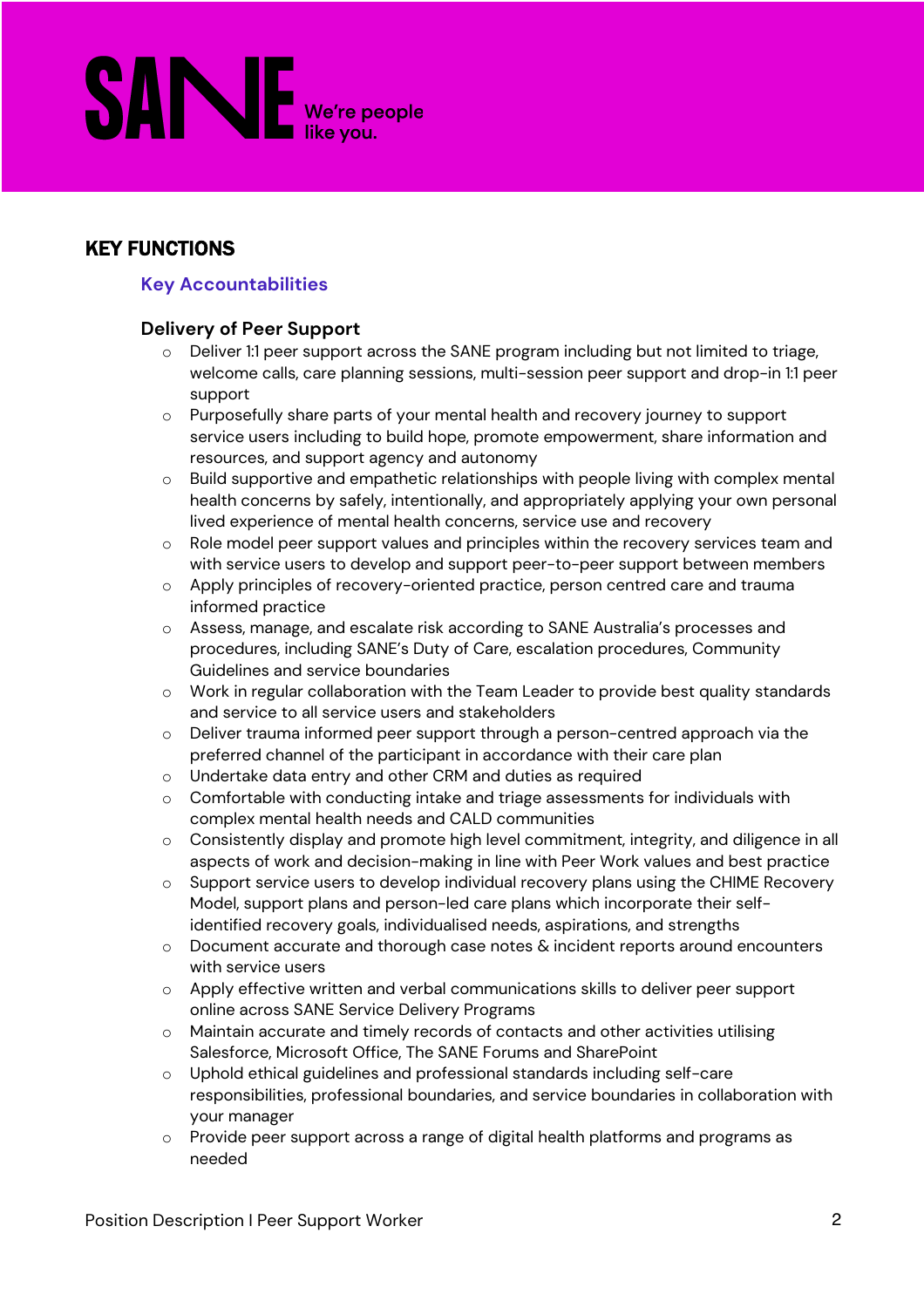## KEY FUNCTIONS

### Key Accountabilities

#### Delivery of Peer Support

- Deliver 1:1 peer support across the SANE program including but not limited to triage, welcome calls, care planning sessions, multi-session peer support and drop-in 1:1 peer support
- Purposefully share parts of your mental health and recovery journey to support service users including to build hope, promote empowerment, share information and resources, and support agency and autonomy
- Build supportive and empathetic relationships with people living with complex mental health concerns by safely, intentionally, and appropriately applying your own personal lived experience of mental health concerns, service use and recovery
- Role model peer support values and principles within the recovery services team and with service users to develop and support peer-to-peer support between members
- Apply principles of recovery-oriented practice, person centred care and trauma informed practice
- Assess, manage, and escalate risk according to SANE Australia's processes and procedures, including SANE's Duty of Care, escalation procedures, Community Guidelines and service boundaries
- Work in regular collaboration with the Team Leader to provide best quality standards and service to all service users and stakeholders
- Deliver trauma informed peer support through a person-centred approach via the preferred channel of the participant in accordance with their care plan
- Undertake data entry and other CRM and duties as required
- Comfortable with conducting intake and triage assessments for individuals with complex mental health needs and CALD communities
- Consistently display and promote high level commitment, integrity, and diligence in all aspects of work and decision-making in line with Peer Work values and best practice
- Support service users to develop individual recovery plans using the CHIME Recovery Model, support plans and person-led care plans which incorporate their self-identified recovery goals, individualised needs, aspirations, and strengths
- Document accurate and thorough case notes & incident reports around encounters with service users
- Apply effective written and verbal communications skills to deliver peer support online across SANE Service Delivery Programs
- Maintain accurate and timely records of contacts and other activities utilising Salesforce, Microsoft Office, The SANE Forums and SharePoint
- Uphold ethical guidelines and professional standards including self-care responsibilities, professional boundaries, and service boundaries in collaboration with your manager
- Provide peer support across a range of digital health platforms and programs as needed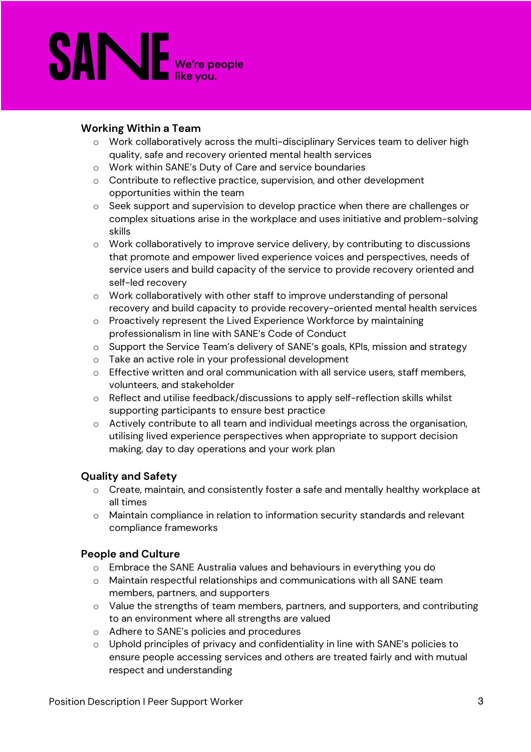### Working Within a Team

- Work collaboratively across the multi-disciplinary Services team to deliver high quality, safe and recovery oriented mental health services
- Work within SANE's Duty of Care and service boundaries
- Contribute to reflective practice, supervision, and other development opportunities within the team
- Seek support and supervision to develop practice when there are challenges or complex situations arise in the workplace and uses initiative and problem-solving skills
- Work collaboratively to improve service delivery, by contributing to discussions that promote and empower lived experience voices and perspectives, needs of service users and build capacity of the service to provide recovery oriented and self-led recovery
- Work collaboratively with other staff to improve understanding of personal recovery and build capacity to provide recovery-oriented mental health services
- Proactively represent the Lived Experience Workforce by maintaining professionalism in line with SANE's Code of Conduct
- Support the Service Team's delivery of SANE's goals, KPIs, mission and strategy
- Take an active role in your professional development
- Effective written and oral communication with all service users, staff members, volunteers, and stakeholder
- Reflect and utilise feedback/discussions to apply self-reflection skills whilst supporting participants to ensure best practice
- Actively contribute to all team and individual meetings across the organisation, utilising lived experience perspectives when appropriate to support decision making, day to day operations and your work plan

### Quality and Safety

- Create, maintain, and consistently foster a safe and mentally healthy workplace at all times
- Maintain compliance in relation to information security standards and relevant compliance frameworks

### People and Culture

- Embrace the SANE Australia values and behaviours in everything you do
- Maintain respectful relationships and communications with all SANE team members, partners, and supporters
- Value the strengths of team members, partners, and supporters, and contributing to an environment where all strengths are valued
- Adhere to SANE's policies and procedures
- Uphold principles of privacy and confidentiality in line with SANE's policies to ensure people accessing services and others are treated fairly and with mutual respect and understanding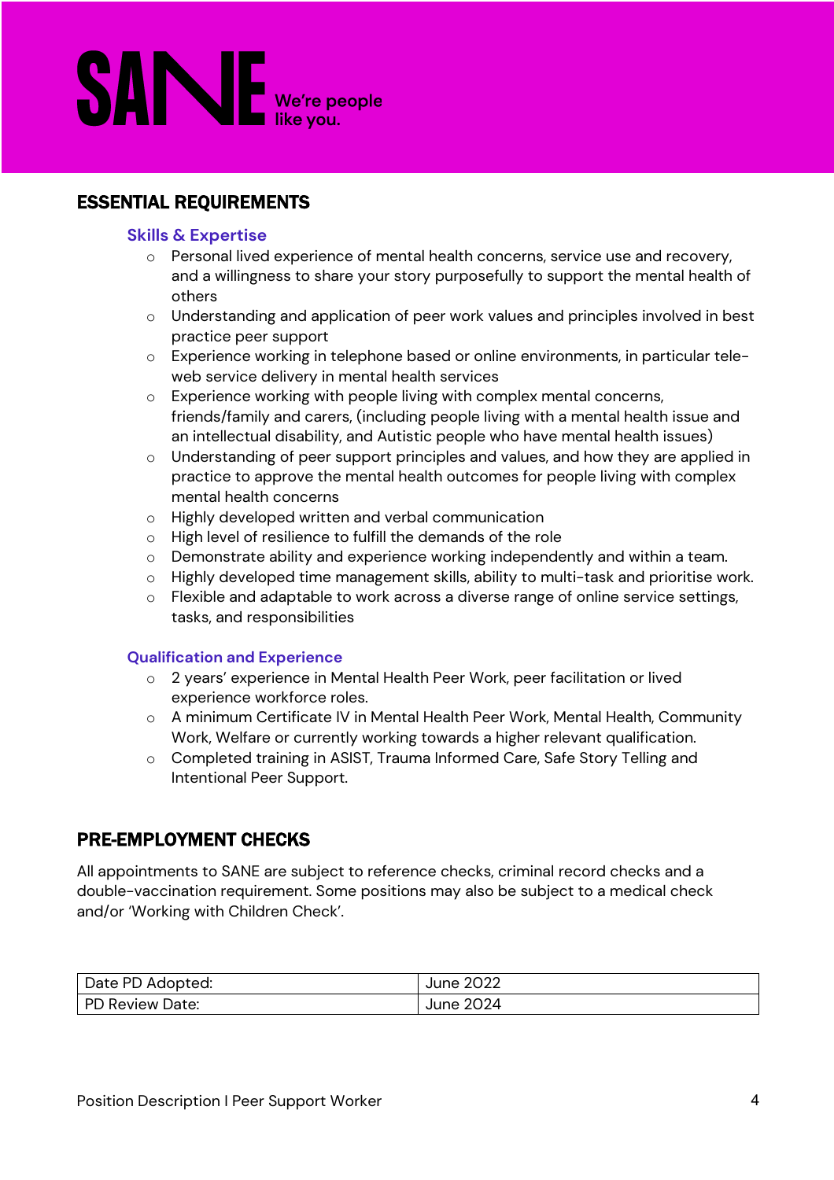## ESSENTIAL REQUIREMENTS

### Skills & Expertise

- Personal lived experience of mental health concerns, service use and recovery, and a willingness to share your story purposefully to support the mental health of others
- Understanding and application of peer work values and principles involved in best practice peer support
- Experience working in telephone based or online environments, in particular tele-web service delivery in mental health services
- Experience working with people living with complex mental concerns, friends/family and carers, (including people living with a mental health issue and an intellectual disability, and Autistic people who have mental health issues)
- Understanding of peer support principles and values, and how they are applied in practice to approve the mental health outcomes for people living with complex mental health concerns
- Highly developed written and verbal communication
- High level of resilience to fulfill the demands of the role
- Demonstrate ability and experience working independently and within a team.
- Highly developed time management skills, ability to multi-task and prioritise work.
- Flexible and adaptable to work across a diverse range of online service settings, tasks, and responsibilities

### Qualification and Experience

- 2 years' experience in Mental Health Peer Work, peer facilitation or lived experience workforce roles.
- A minimum Certificate IV in Mental Health Peer Work, Mental Health, Community Work, Welfare or currently working towards a higher relevant qualification.
- Completed training in ASIST, Trauma Informed Care, Safe Story Telling and Intentional Peer Support.

## PRE-EMPLOYMENT CHECKS

All appointments to SANE are subject to reference checks, criminal record checks and a double-vaccination requirement. Some positions may also be subject to a medical check and/or 'Working with Children Check'.

| | |
|---|---|
| Date PD Adopted: | June 2022 |
| PD Review Date: | June 2024 |